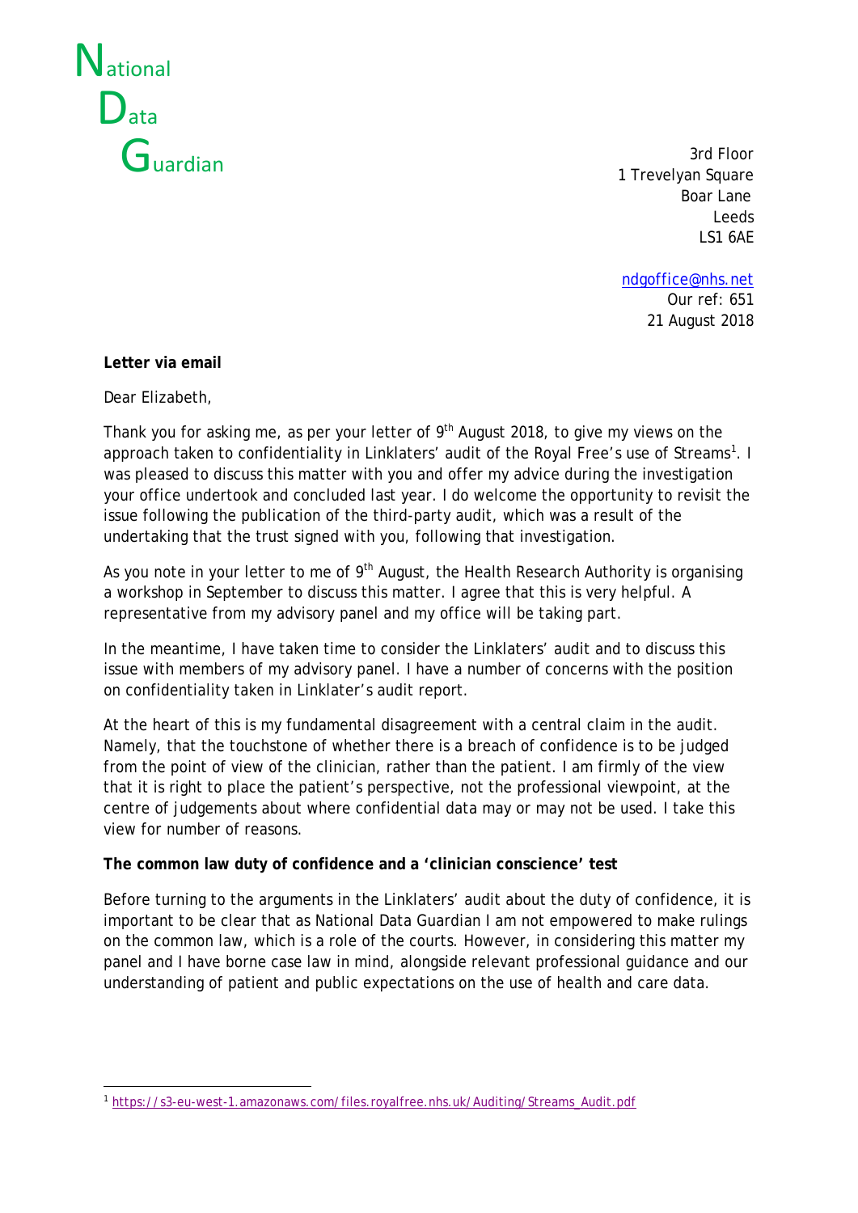National
Data
Guardian

3rd Floor
1 Trevelyan Square
Boar Lane
Leeds
LS1 6AE

ndgoffice@nhs.net
Our ref: 651
21 August 2018

**Letter via email**

Dear Elizabeth,

Thank you for asking me, as per your letter of 9th August 2018, to give my views on the approach taken to confidentiality in Linklaters' audit of the Royal Free's use of Streams[1]. I was pleased to discuss this matter with you and offer my advice during the investigation your office undertook and concluded last year. I do welcome the opportunity to revisit the issue following the publication of the third-party audit, which was a result of the undertaking that the trust signed with you, following that investigation.

As you note in your letter to me of 9th August, the Health Research Authority is organising a workshop in September to discuss this matter. I agree that this is very helpful. A representative from my advisory panel and my office will be taking part.

In the meantime, I have taken time to consider the Linklaters' audit and to discuss this issue with members of my advisory panel. I have a number of concerns with the position on confidentiality taken in Linklater's audit report.

At the heart of this is my fundamental disagreement with a central claim in the audit. Namely, that the touchstone of whether there is a breach of confidence is to be judged from the point of view of the clinician, rather than the patient. I am firmly of the view that it is right to place the patient's perspective, not the professional viewpoint, at the centre of judgements about where confidential data may or may not be used. I take this view for number of reasons.

**The common law duty of confidence and a 'clinician conscience' test**

Before turning to the arguments in the Linklaters' audit about the duty of confidence, it is important to be clear that as National Data Guardian I am not empowered to make rulings on the common law, which is a role of the courts. However, in considering this matter my panel and I have borne case law in mind, alongside relevant professional guidance and our understanding of patient and public expectations on the use of health and care data.

[1] https://s3-eu-west-1.amazonaws.com/files.royalfree.nhs.uk/Auditing/Streams_Audit.pdf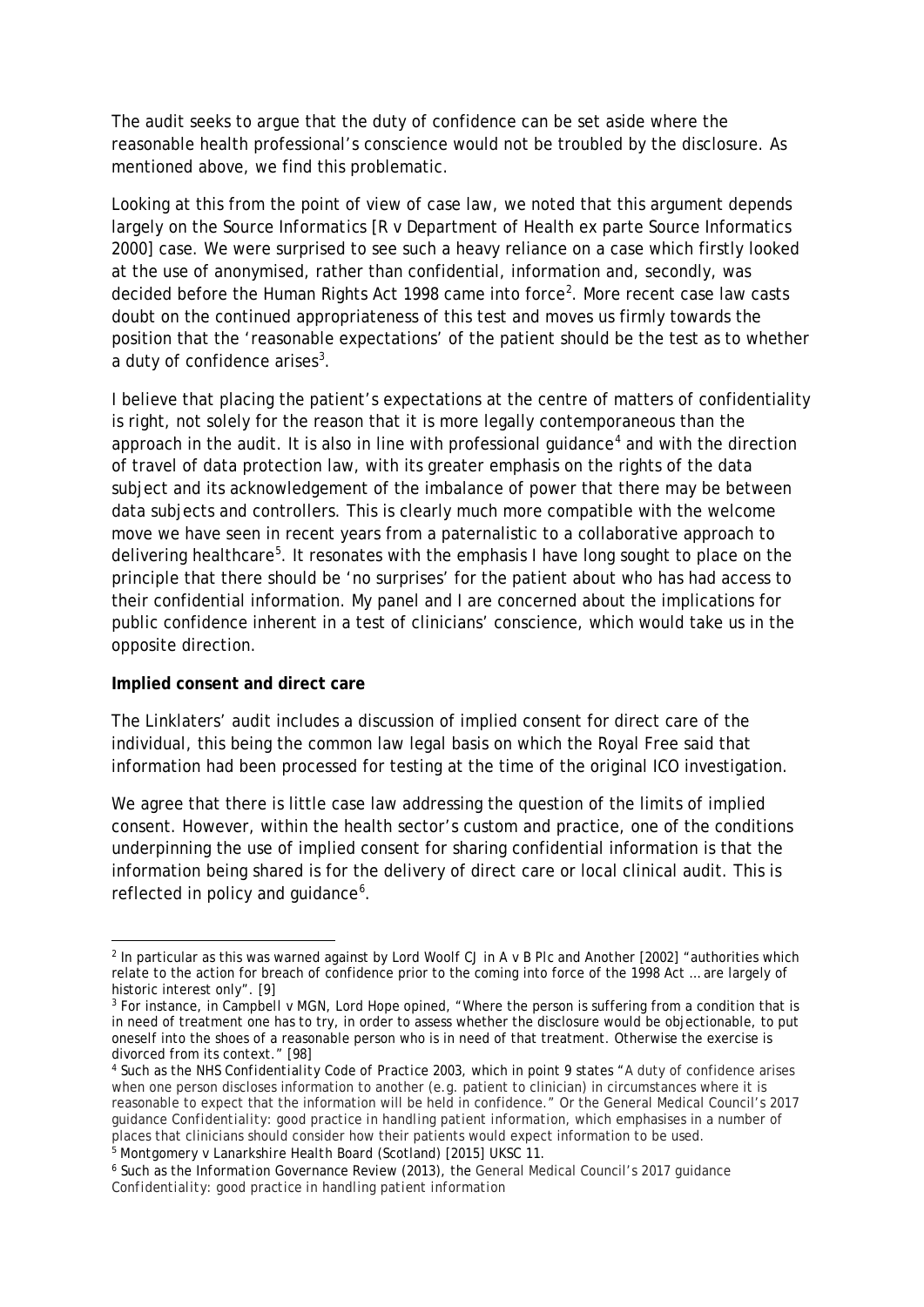The audit seeks to argue that the duty of confidence can be set aside where the reasonable health professional's conscience would not be troubled by the disclosure. As mentioned above, we find this problematic.

Looking at this from the point of view of case law, we noted that this argument depends largely on the *Source Informatics* [R v Department of Health ex parte Source Informatics 2000] case. We were surprised to see such a heavy reliance on a case which firstly looked at the use of anonymised, rather than confidential, information and, secondly, was decided before the Human Rights Act 1998 came into force[2]. More recent case law casts doubt on the continued appropriateness of this test and moves us firmly towards the position that the 'reasonable expectations' of the patient should be the test as to whether a duty of confidence arises[3].

I believe that placing the patient's expectations at the centre of matters of confidentiality is right, not solely for the reason that it is more legally contemporaneous than the approach in the audit. It is also in line with professional guidance[4] and with the direction of travel of data protection law, with its greater emphasis on the rights of the data subject and its acknowledgement of the imbalance of power that there may be between data subjects and controllers. This is clearly much more compatible with the welcome move we have seen in recent years from a paternalistic to a collaborative approach to delivering healthcare[5]. It resonates with the emphasis I have long sought to place on the principle that there should be 'no surprises' for the patient about who has had access to their confidential information. My panel and I are concerned about the implications for public confidence inherent in a test of clinicians' conscience, which would take us in the opposite direction.

**Implied consent and direct care**

The Linklaters' audit includes a discussion of implied consent for direct care of the individual, this being the common law legal basis on which the Royal Free said that information had been processed for testing at the time of the original ICO investigation.

We agree that there is little case law addressing the question of the limits of implied consent. However, within the health sector's custom and practice, one of the conditions underpinning the use of implied consent for sharing confidential information is that the information being shared is for the delivery of direct care or local clinical audit. This is reflected in policy and guidance[6].

---

[2] In particular as this was warned against by Lord Woolf CJ in A v B Plc and Another [2002] "authorities which relate to the action for breach of confidence prior to the coming into force of the 1998 Act … are largely of historic interest only". [9]

[3] For instance, in Campbell v MGN, Lord Hope opined, "Where the person is suffering from a condition that is in need of treatment one has to try, in order to assess whether the disclosure would be objectionable, to put oneself into the shoes of a reasonable person who is in need of that treatment. Otherwise the exercise is divorced from its context." [98]

[4] Such as the *NHS Confidentiality Code of Practice* 2003, which in point 9 states "A duty of confidence arises when one person discloses information to another (e.g. patient to clinician) in circumstances where it is reasonable to expect that the information will be held in confidence." Or the General Medical Council's 2017 guidance *Confidentiality: good practice in handling patient information*, which emphasises in a number of places that clinicians should consider how their patients would expect information to be used.

[5] Montgomery v Lanarkshire Health Board (Scotland) [2015] UKSC 11.

[6] Such as the *Information Governance Review* (2013), the General Medical Council's 2017 guidance *Confidentiality: good practice in handling patient information*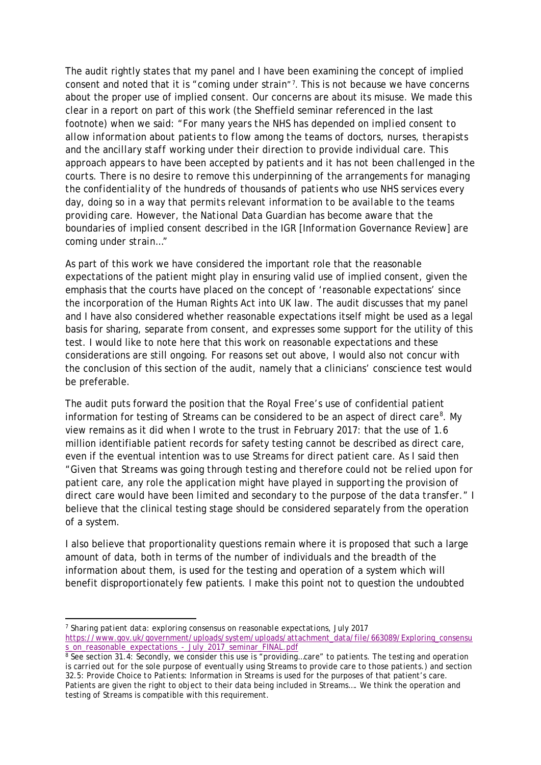The audit rightly states that my panel and I have been examining the concept of implied consent and noted that it is "coming under strain"[7]. This is not because we have concerns about the proper use of implied consent. Our concerns are about its misuse. We made this clear in a report on part of this work (the Sheffield seminar referenced in the last footnote) when we said: "*For many years the NHS has depended on implied consent to allow information about patients to flow among the teams of doctors, nurses, therapists and the ancillary staff working under their direction to provide individual care. This approach appears to have been accepted by patients and it has not been challenged in the courts. There is no desire to remove this underpinning of the arrangements for managing the confidentiality of the hundreds of thousands of patients who use NHS services every day, doing so in a way that permits relevant information to be available to the teams providing care. However, the National Data Guardian has become aware that the boundaries of implied consent described in the IGR [Information Governance Review] are coming under strain…*"

As part of this work we have considered the important role that the reasonable expectations of the patient might play in ensuring valid use of implied consent, given the emphasis that the courts have placed on the concept of 'reasonable expectations' since the incorporation of the Human Rights Act into UK law. The audit discusses that my panel and I have also considered whether reasonable expectations itself might be used as a legal basis for sharing, separate from consent, and expresses some support for the utility of this test. I would like to note here that this work on reasonable expectations and these considerations are still ongoing. For reasons set out above, I would also not concur with the conclusion of this section of the audit, namely that a clinicians' conscience test would be preferable.

The audit puts forward the position that the Royal Free's use of confidential patient information for testing of Streams can be considered to be an aspect of direct care[8]. My view remains as it did when I wrote to the trust in February 2017: that the use of 1.6 million identifiable patient records for safety testing cannot be described as direct care, even if the eventual intention was to use Streams for direct patient care. As I said then "*Given that Streams was going through testing and therefore could not be relied upon for patient care, any role the application might have played in supporting the provision of direct care would have been limited and secondary to the purpose of the data transfer.*" I believe that the clinical testing stage should be considered separately from the operation of a system.

I also believe that proportionality questions remain where it is proposed that such a large amount of data, both in terms of the number of individuals and the breadth of the information about them, is used for the testing and operation of a system which will benefit disproportionately few patients. I make this point not to question the undoubted

---

[7] *Sharing patient data: exploring consensus on reasonable expectations*, July 2017 https://www.gov.uk/government/uploads/system/uploads/attachment_data/file/663089/Exploring_consensus_on_reasonable_expectations_-_July_2017_seminar_FINAL.pdf

[8] See section 31.4: *Secondly, we consider this use is "providing…care" to patients. The testing and operation is carried out for the sole purpose of eventually using Streams to provide care to those patients.)* and section 32.5: *Provide Choice to Patients: Information in Streams is used for the purposes of that patient's care. Patients are given the right to object to their data being included in Streams…. We think the operation and testing of Streams is compatible with this requirement.*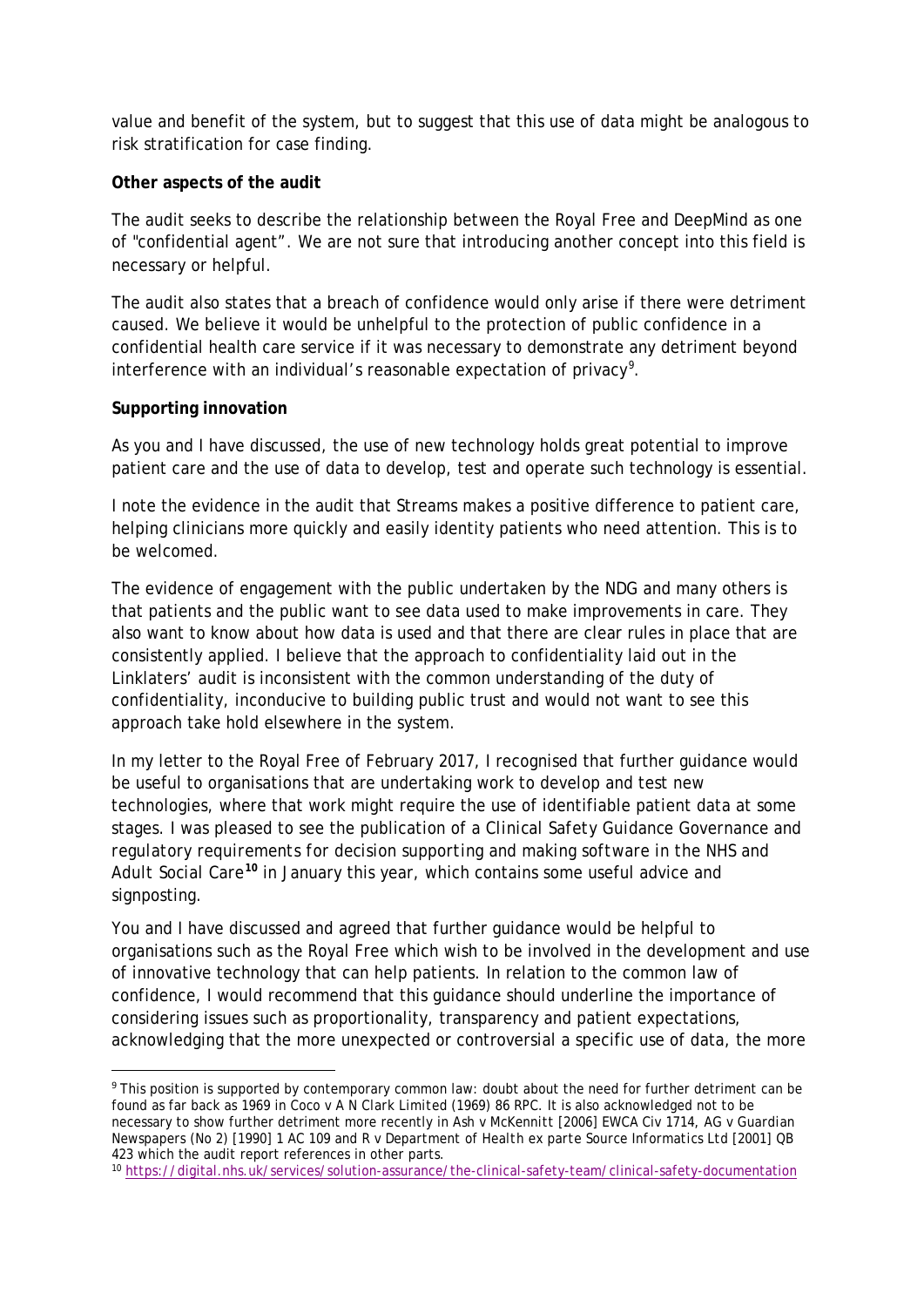value and benefit of the system, but to suggest that this use of data might be analogous to risk stratification for case finding.

**Other aspects of the audit**

The audit seeks to describe the relationship between the Royal Free and DeepMind as one of "confidential agent". We are not sure that introducing another concept into this field is necessary or helpful.

The audit also states that a breach of confidence would only arise if there were detriment caused. We believe it would be unhelpful to the protection of public confidence in a confidential health care service if it was necessary to demonstrate any detriment beyond interference with an individual's reasonable expectation of privacy[9].

**Supporting innovation**

As you and I have discussed, the use of new technology holds great potential to improve patient care and the use of data to develop, test and operate such technology is essential.

I note the evidence in the audit that Streams makes a positive difference to patient care, helping clinicians more quickly and easily identity patients who need attention. This is to be welcomed.

The evidence of engagement with the public undertaken by the NDG and many others is that patients and the public want to see data used to make improvements in care. They also want to know about how data is used and that there are clear rules in place that are consistently applied. I believe that the approach to confidentiality laid out in the Linklaters' audit is inconsistent with the common understanding of the duty of confidentiality, inconducive to building public trust and would not want to see this approach take hold elsewhere in the system.

In my letter to the Royal Free of February 2017, I recognised that further guidance would be useful to organisations that are undertaking work to develop and test new technologies, where that work might require the use of identifiable patient data at some stages. I was pleased to see the publication of a *Clinical Safety Guidance Governance and regulatory requirements for decision supporting and making software in the NHS and Adult Social Care*[10] in January this year, which contains some useful advice and signposting.

You and I have discussed and agreed that further guidance would be helpful to organisations such as the Royal Free which wish to be involved in the development and use of innovative technology that can help patients. In relation to the common law of confidence, I would recommend that this guidance should underline the importance of considering issues such as proportionality, transparency and patient expectations, acknowledging that the more unexpected or controversial a specific use of data, the more

---

[9] This position is supported by contemporary common law: doubt about the need for further detriment can be found as far back as 1969 in *Coco v A N Clark Limited* (1969) 86 RPC. It is also acknowledged not to be necessary to show further detriment more recently in *Ash v McKennitt* [2006] EWCA Civ 1714, *AG v Guardian Newspapers (No 2)* [1990] 1 AC 109 and *R v Department of Health ex parte Source Informatics Ltd* [2001] QB 423 which the audit report references in other parts.

[10] https://digital.nhs.uk/services/solution-assurance/the-clinical-safety-team/clinical-safety-documentation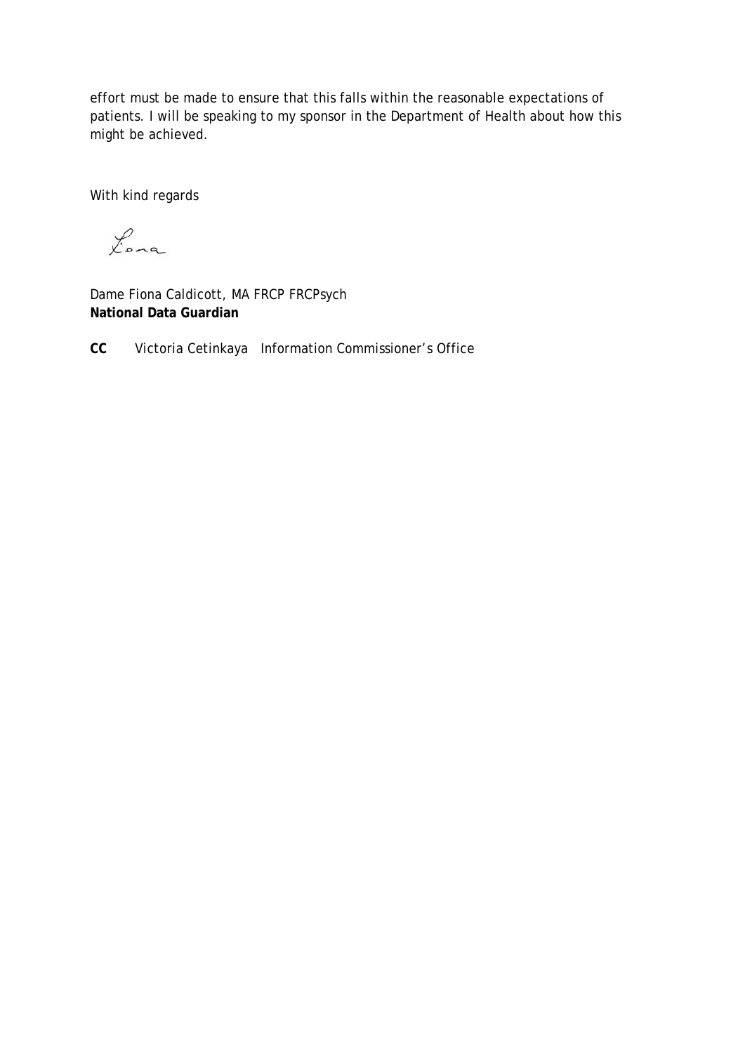effort must be made to ensure that this falls within the reasonable expectations of patients. I will be speaking to my sponsor in the Department of Health about how this might be achieved.

With kind regards

Fiona

Dame Fiona Caldicott, MA FRCP FRCPsych
**National Data Guardian**

**CC** Victoria Cetinkaya Information Commissioner's Office